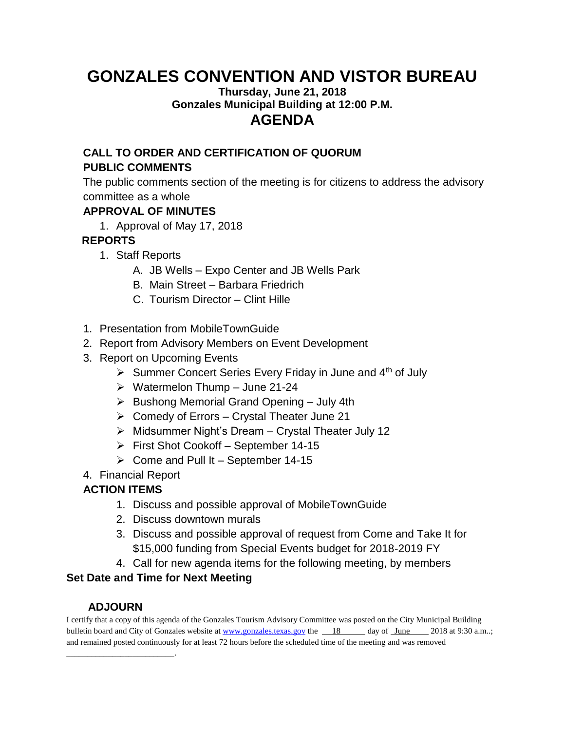# GONZALES CONVENTION AND VISTOR BUREAU

**Thursday, June 21, 2018**
**Gonzales Municipal Building at 12:00 P.M.**

## AGENDA

**CALL TO ORDER AND CERTIFICATION OF QUORUM**

**PUBLIC COMMENTS**

The public comments section of the meeting is for citizens to address the advisory committee as a whole

**APPROVAL OF MINUTES**

1. Approval of May 17, 2018

**REPORTS**

1. Staff Reports
   A. JB Wells – Expo Center and JB Wells Park
   B. Main Street – Barbara Friedrich
   C. Tourism Director – Clint Hille

1. Presentation from MobileTownGuide
2. Report from Advisory Members on Event Development
3. Report on Upcoming Events
   - Summer Concert Series Every Friday in June and 4th of July
   - Watermelon Thump – June 21-24
   - Bushong Memorial Grand Opening – July 4th
   - Comedy of Errors – Crystal Theater June 21
   - Midsummer Night's Dream – Crystal Theater July 12
   - First Shot Cookoff – September 14-15
   - Come and Pull It – September 14-15
4. Financial Report

**ACTION ITEMS**

1. Discuss and possible approval of MobileTownGuide
2. Discuss downtown murals
3. Discuss and possible approval of request from Come and Take It for $15,000 funding from Special Events budget for 2018-2019 FY
4. Call for new agenda items for the following meeting, by members

**Set Date and Time for Next Meeting**

**ADJOURN**

I certify that a copy of this agenda of the Gonzales Tourism Advisory Committee was posted on the City Municipal Building bulletin board and City of Gonzales website at www.gonzales.texas.gov the \_\_18\_\_ day of \_June\_ 2018 at 9:30 a.m..; and remained posted continuously for at least 72 hours before the scheduled time of the meeting and was removed \_\_\_\_\_\_\_\_\_\_\_\_\_\_\_\_\_\_\_\_\_\_\_\_\_\_.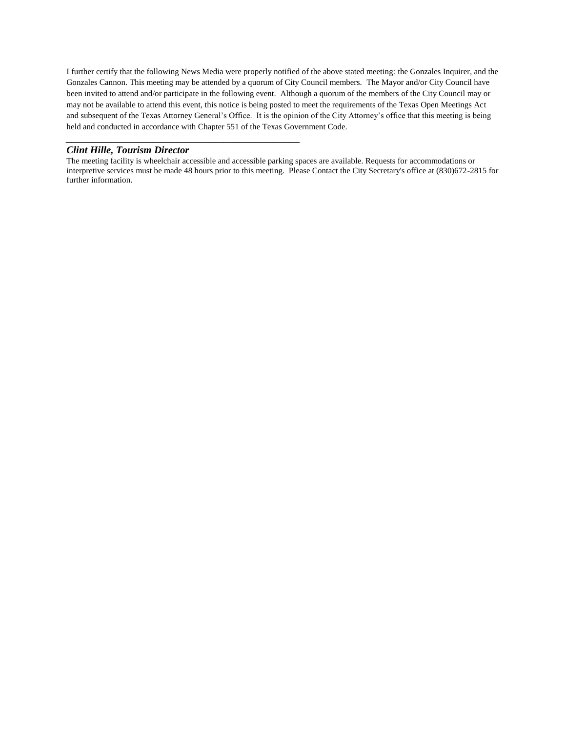I further certify that the following News Media were properly notified of the above stated meeting: the Gonzales Inquirer, and the Gonzales Cannon. This meeting may be attended by a quorum of City Council members. The Mayor and/or City Council have been invited to attend and/or participate in the following event. Although a quorum of the members of the City Council may or may not be available to attend this event, this notice is being posted to meet the requirements of the Texas Open Meetings Act and subsequent of the Texas Attorney General's Office. It is the opinion of the City Attorney's office that this meeting is being held and conducted in accordance with Chapter 551 of the Texas Government Code.

___________________________________________

***Clint Hille, Tourism Director***

The meeting facility is wheelchair accessible and accessible parking spaces are available. Requests for accommodations or interpretive services must be made 48 hours prior to this meeting. Please Contact the City Secretary's office at (830)672-2815 for further information.